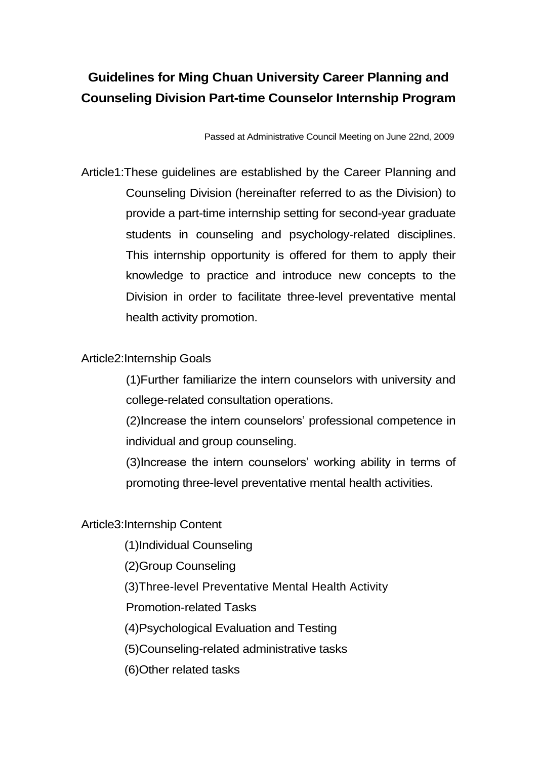# Guidelines for Ming Chuan University Career Planning and Counseling Division Part-time Counselor Internship Program

Passed at Administrative Council Meeting on June 22nd, 2009

Article1:These guidelines are established by the Career Planning and Counseling Division (hereinafter referred to as the Division) to provide a part-time internship setting for second-year graduate students in counseling and psychology-related disciplines. This internship opportunity is offered for them to apply their knowledge to practice and introduce new concepts to the Division in order to facilitate three-level preventative mental health activity promotion.

Article2:Internship Goals

(1)Further familiarize the intern counselors with university and college-related consultation operations.

(2)Increase the intern counselors' professional competence in individual and group counseling.

(3)Increase the intern counselors' working ability in terms of promoting three-level preventative mental health activities.

Article3:Internship Content

(1)Individual Counseling

(2)Group Counseling

(3)Three-level Preventative Mental Health Activity Promotion-related Tasks

(4)Psychological Evaluation and Testing

(5)Counseling-related administrative tasks

(6)Other related tasks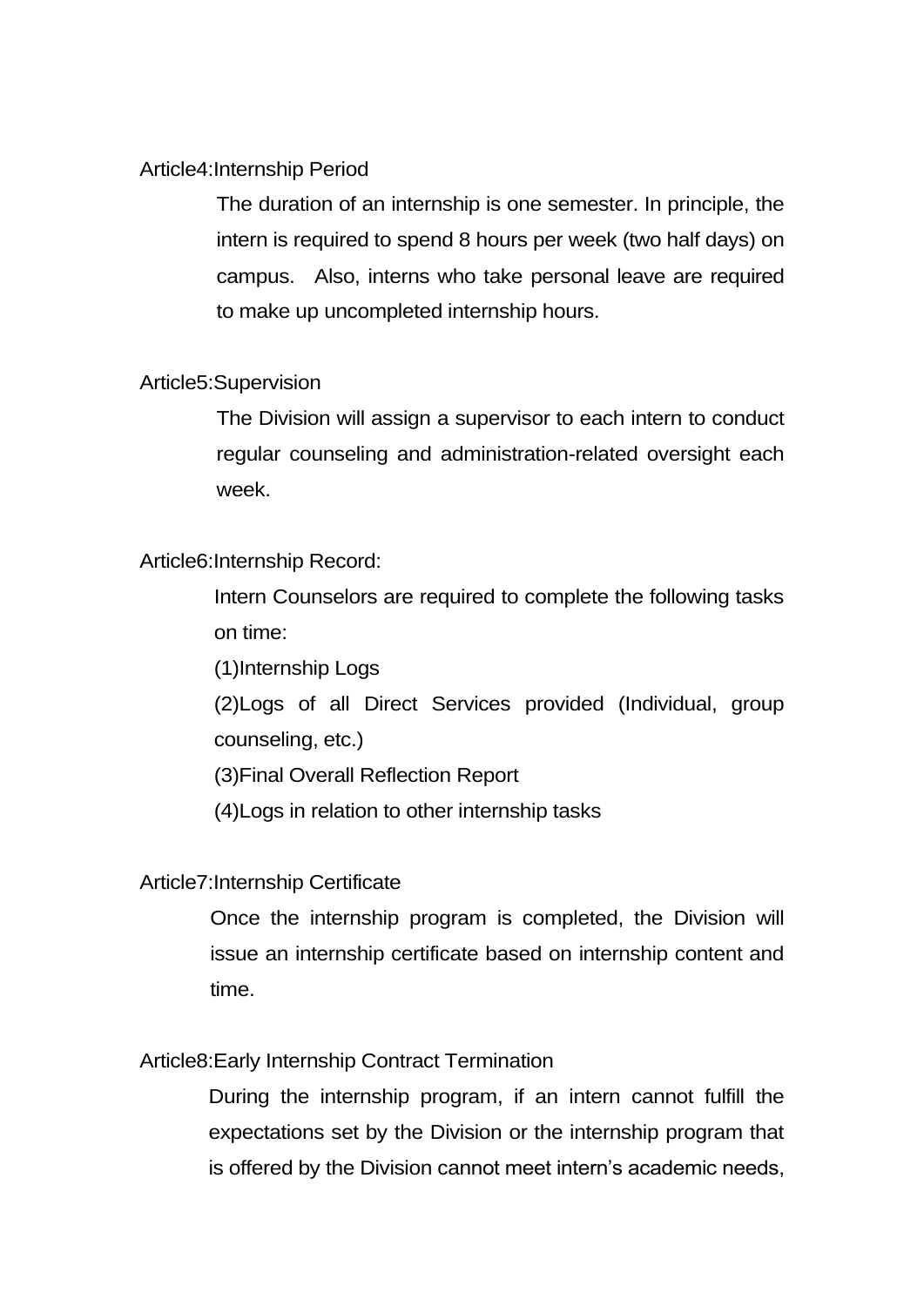## Article4:Internship Period

The duration of an internship is one semester. In principle, the intern is required to spend 8 hours per week (two half days) on campus. Also, interns who take personal leave are required to make up uncompleted internship hours.

## Article5:Supervision

The Division will assign a supervisor to each intern to conduct regular counseling and administration-related oversight each week.

## Article6:Internship Record:

Intern Counselors are required to complete the following tasks on time:

(1)Internship Logs

(2)Logs of all Direct Services provided (Individual, group counseling, etc.)

(3)Final Overall Reflection Report

(4)Logs in relation to other internship tasks

## Article7:Internship Certificate

Once the internship program is completed, the Division will issue an internship certificate based on internship content and time.

## Article8:Early Internship Contract Termination

During the internship program, if an intern cannot fulfill the expectations set by the Division or the internship program that is offered by the Division cannot meet intern's academic needs,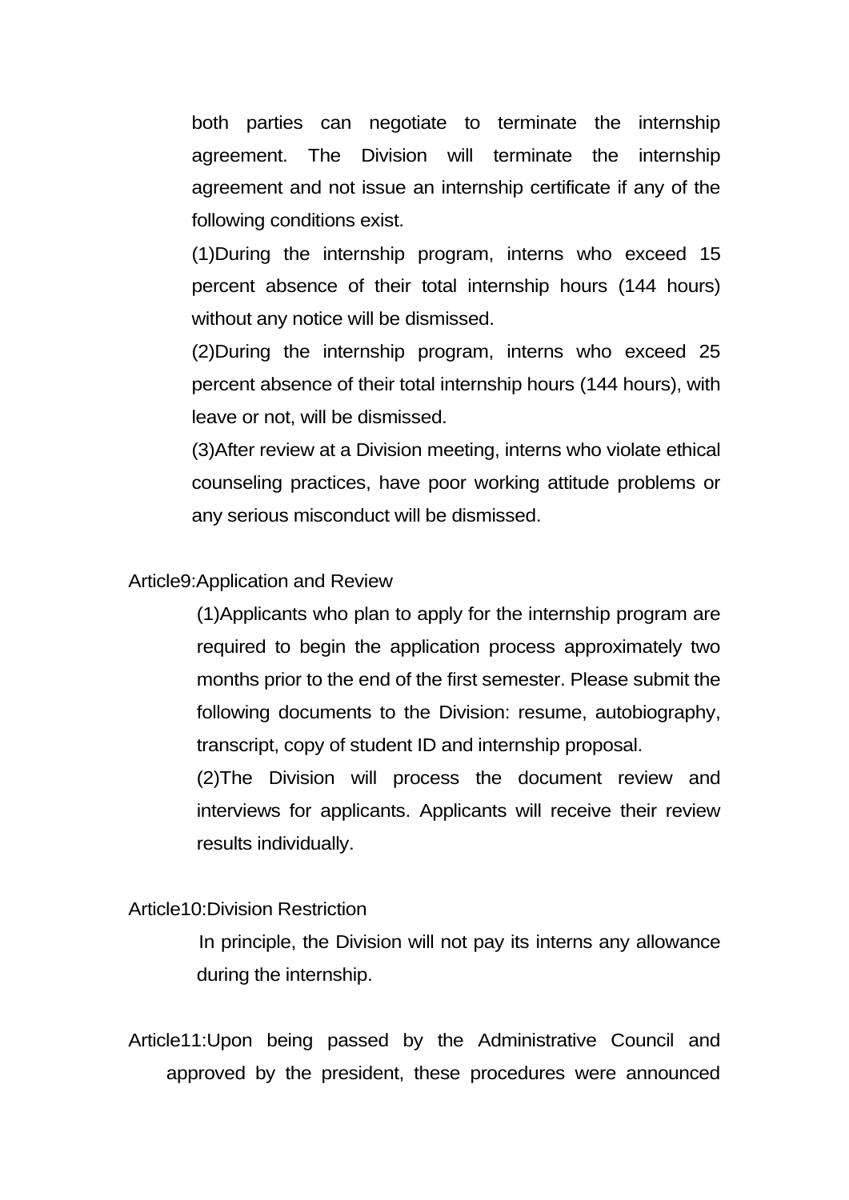both parties can negotiate to terminate the internship agreement. The Division will terminate the internship agreement and not issue an internship certificate if any of the following conditions exist.

(1)During the internship program, interns who exceed 15 percent absence of their total internship hours (144 hours) without any notice will be dismissed.

(2)During the internship program, interns who exceed 25 percent absence of their total internship hours (144 hours), with leave or not, will be dismissed.

(3)After review at a Division meeting, interns who violate ethical counseling practices, have poor working attitude problems or any serious misconduct will be dismissed.

Article9:Application and Review

(1)Applicants who plan to apply for the internship program are required to begin the application process approximately two months prior to the end of the first semester. Please submit the following documents to the Division: resume, autobiography, transcript, copy of student ID and internship proposal.

(2)The Division will process the document review and interviews for applicants. Applicants will receive their review results individually.

Article10:Division Restriction

In principle, the Division will not pay its interns any allowance during the internship.

Article11:Upon being passed by the Administrative Council and approved by the president, these procedures were announced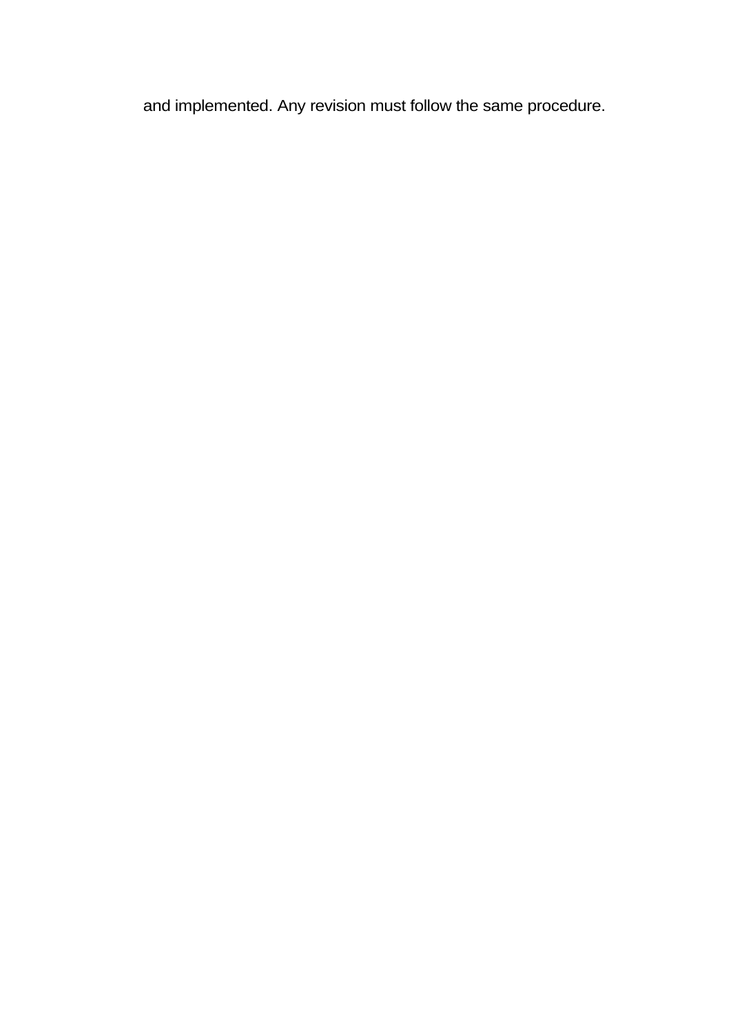and implemented. Any revision must follow the same procedure.